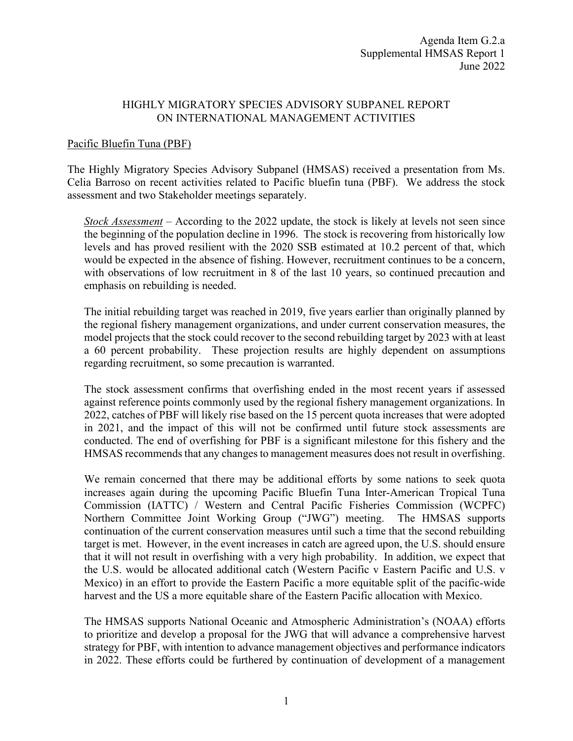Agenda Item G.2.a
Supplemental HMSAS Report 1
June 2022

# HIGHLY MIGRATORY SPECIES ADVISORY SUBPANEL REPORT ON INTERNATIONAL MANAGEMENT ACTIVITIES

## Pacific Bluefin Tuna (PBF)

The Highly Migratory Species Advisory Subpanel (HMSAS) received a presentation from Ms. Celia Barroso on recent activities related to Pacific bluefin tuna (PBF). We address the stock assessment and two Stakeholder meetings separately.

*Stock Assessment* – According to the 2022 update, the stock is likely at levels not seen since the beginning of the population decline in 1996. The stock is recovering from historically low levels and has proved resilient with the 2020 SSB estimated at 10.2 percent of that, which would be expected in the absence of fishing. However, recruitment continues to be a concern, with observations of low recruitment in 8 of the last 10 years, so continued precaution and emphasis on rebuilding is needed.

The initial rebuilding target was reached in 2019, five years earlier than originally planned by the regional fishery management organizations, and under current conservation measures, the model projects that the stock could recover to the second rebuilding target by 2023 with at least a 60 percent probability. These projection results are highly dependent on assumptions regarding recruitment, so some precaution is warranted.

The stock assessment confirms that overfishing ended in the most recent years if assessed against reference points commonly used by the regional fishery management organizations. In 2022, catches of PBF will likely rise based on the 15 percent quota increases that were adopted in 2021, and the impact of this will not be confirmed until future stock assessments are conducted. The end of overfishing for PBF is a significant milestone for this fishery and the HMSAS recommends that any changes to management measures does not result in overfishing.

We remain concerned that there may be additional efforts by some nations to seek quota increases again during the upcoming Pacific Bluefin Tuna Inter-American Tropical Tuna Commission (IATTC) / Western and Central Pacific Fisheries Commission (WCPFC) Northern Committee Joint Working Group ("JWG") meeting. The HMSAS supports continuation of the current conservation measures until such a time that the second rebuilding target is met. However, in the event increases in catch are agreed upon, the U.S. should ensure that it will not result in overfishing with a very high probability. In addition, we expect that the U.S. would be allocated additional catch (Western Pacific v Eastern Pacific and U.S. v Mexico) in an effort to provide the Eastern Pacific a more equitable split of the pacific-wide harvest and the US a more equitable share of the Eastern Pacific allocation with Mexico.

The HMSAS supports National Oceanic and Atmospheric Administration's (NOAA) efforts to prioritize and develop a proposal for the JWG that will advance a comprehensive harvest strategy for PBF, with intention to advance management objectives and performance indicators in 2022. These efforts could be furthered by continuation of development of a management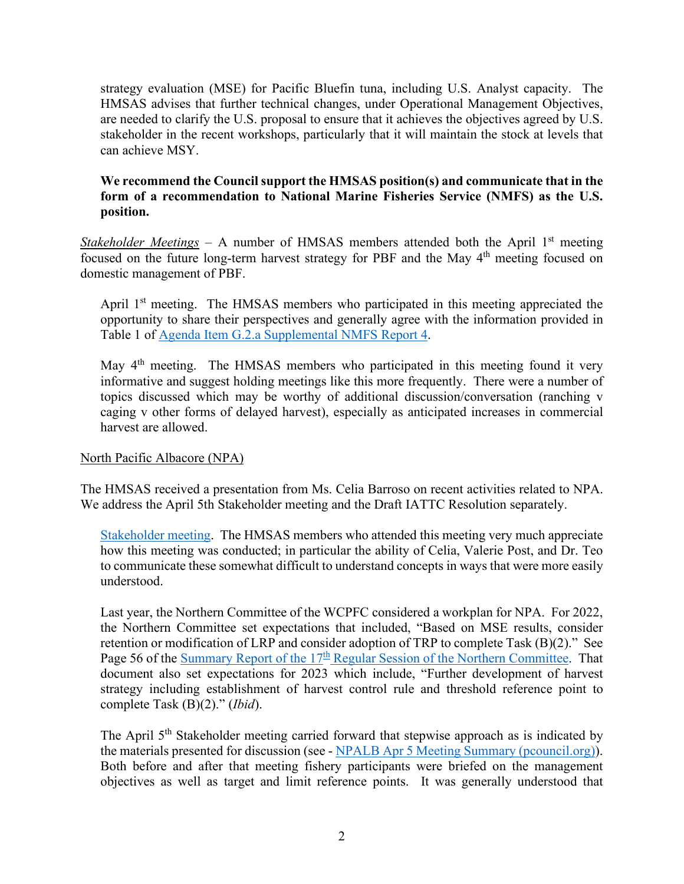strategy evaluation (MSE) for Pacific Bluefin tuna, including U.S. Analyst capacity. The HMSAS advises that further technical changes, under Operational Management Objectives, are needed to clarify the U.S. proposal to ensure that it achieves the objectives agreed by U.S. stakeholder in the recent workshops, particularly that it will maintain the stock at levels that can achieve MSY.

**We recommend the Council support the HMSAS position(s) and communicate that in the form of a recommendation to National Marine Fisheries Service (NMFS) as the U.S. position.**

*Stakeholder Meetings* – A number of HMSAS members attended both the April 1st meeting focused on the future long-term harvest strategy for PBF and the May 4th meeting focused on domestic management of PBF.

April 1st meeting. The HMSAS members who participated in this meeting appreciated the opportunity to share their perspectives and generally agree with the information provided in Table 1 of Agenda Item G.2.a Supplemental NMFS Report 4.

May 4th meeting. The HMSAS members who participated in this meeting found it very informative and suggest holding meetings like this more frequently. There were a number of topics discussed which may be worthy of additional discussion/conversation (ranching v caging v other forms of delayed harvest), especially as anticipated increases in commercial harvest are allowed.

North Pacific Albacore (NPA)

The HMSAS received a presentation from Ms. Celia Barroso on recent activities related to NPA. We address the April 5th Stakeholder meeting and the Draft IATTC Resolution separately.

Stakeholder meeting. The HMSAS members who attended this meeting very much appreciate how this meeting was conducted; in particular the ability of Celia, Valerie Post, and Dr. Teo to communicate these somewhat difficult to understand concepts in ways that were more easily understood.

Last year, the Northern Committee of the WCPFC considered a workplan for NPA. For 2022, the Northern Committee set expectations that included, "Based on MSE results, consider retention or modification of LRP and consider adoption of TRP to complete Task (B)(2)." See Page 56 of the Summary Report of the 17th Regular Session of the Northern Committee. That document also set expectations for 2023 which include, "Further development of harvest strategy including establishment of harvest control rule and threshold reference point to complete Task (B)(2)." (*Ibid*).

The April 5th Stakeholder meeting carried forward that stepwise approach as is indicated by the materials presented for discussion (see - NPALB Apr 5 Meeting Summary (pcouncil.org)). Both before and after that meeting fishery participants were briefed on the management objectives as well as target and limit reference points. It was generally understood that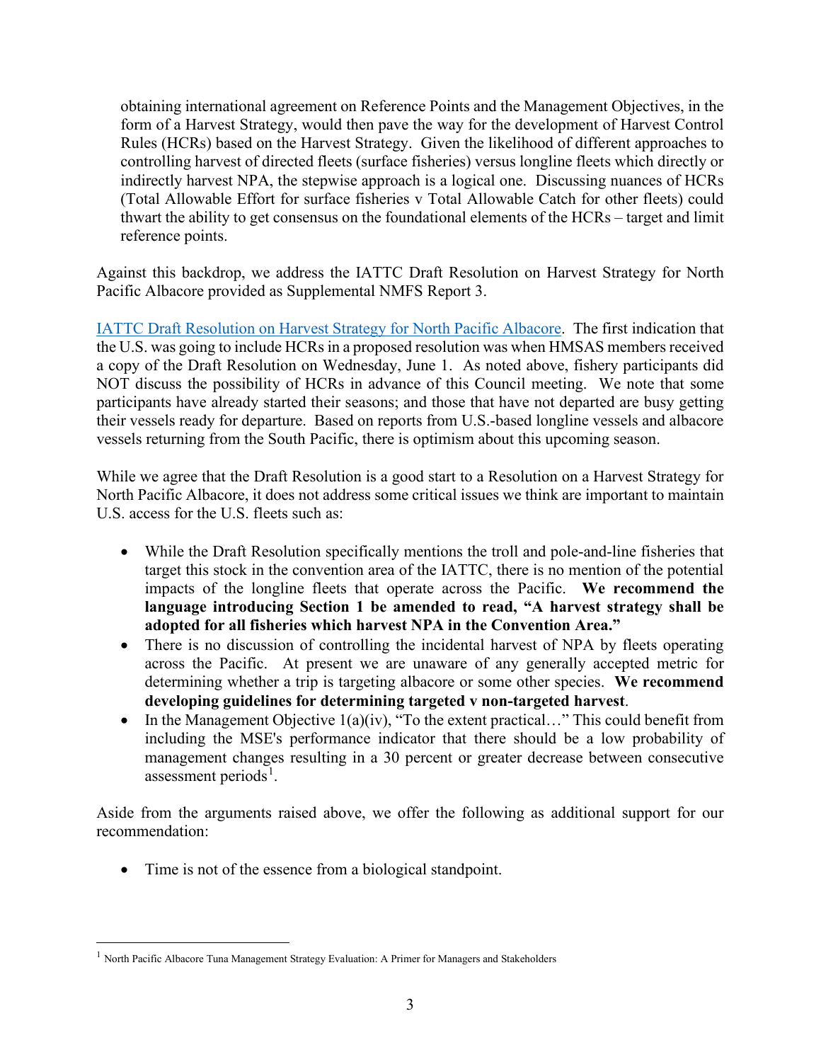obtaining international agreement on Reference Points and the Management Objectives, in the form of a Harvest Strategy, would then pave the way for the development of Harvest Control Rules (HCRs) based on the Harvest Strategy. Given the likelihood of different approaches to controlling harvest of directed fleets (surface fisheries) versus longline fleets which directly or indirectly harvest NPA, the stepwise approach is a logical one. Discussing nuances of HCRs (Total Allowable Effort for surface fisheries v Total Allowable Catch for other fleets) could thwart the ability to get consensus on the foundational elements of the HCRs – target and limit reference points.

Against this backdrop, we address the IATTC Draft Resolution on Harvest Strategy for North Pacific Albacore provided as Supplemental NMFS Report 3.

IATTC Draft Resolution on Harvest Strategy for North Pacific Albacore. The first indication that the U.S. was going to include HCRs in a proposed resolution was when HMSAS members received a copy of the Draft Resolution on Wednesday, June 1. As noted above, fishery participants did NOT discuss the possibility of HCRs in advance of this Council meeting. We note that some participants have already started their seasons; and those that have not departed are busy getting their vessels ready for departure. Based on reports from U.S.-based longline vessels and albacore vessels returning from the South Pacific, there is optimism about this upcoming season.

While we agree that the Draft Resolution is a good start to a Resolution on a Harvest Strategy for North Pacific Albacore, it does not address some critical issues we think are important to maintain U.S. access for the U.S. fleets such as:

- While the Draft Resolution specifically mentions the troll and pole-and-line fisheries that target this stock in the convention area of the IATTC, there is no mention of the potential impacts of the longline fleets that operate across the Pacific. **We recommend the language introducing Section 1 be amended to read, "A harvest strategy shall be adopted for all fisheries which harvest NPA in the Convention Area."**
- There is no discussion of controlling the incidental harvest of NPA by fleets operating across the Pacific. At present we are unaware of any generally accepted metric for determining whether a trip is targeting albacore or some other species. **We recommend developing guidelines for determining targeted v non-targeted harvest**.
- In the Management Objective 1(a)(iv), "To the extent practical…" This could benefit from including the MSE's performance indicator that there should be a low probability of management changes resulting in a 30 percent or greater decrease between consecutive assessment periods[1].

Aside from the arguments raised above, we offer the following as additional support for our recommendation:

- Time is not of the essence from a biological standpoint.

[1] North Pacific Albacore Tuna Management Strategy Evaluation: A Primer for Managers and Stakeholders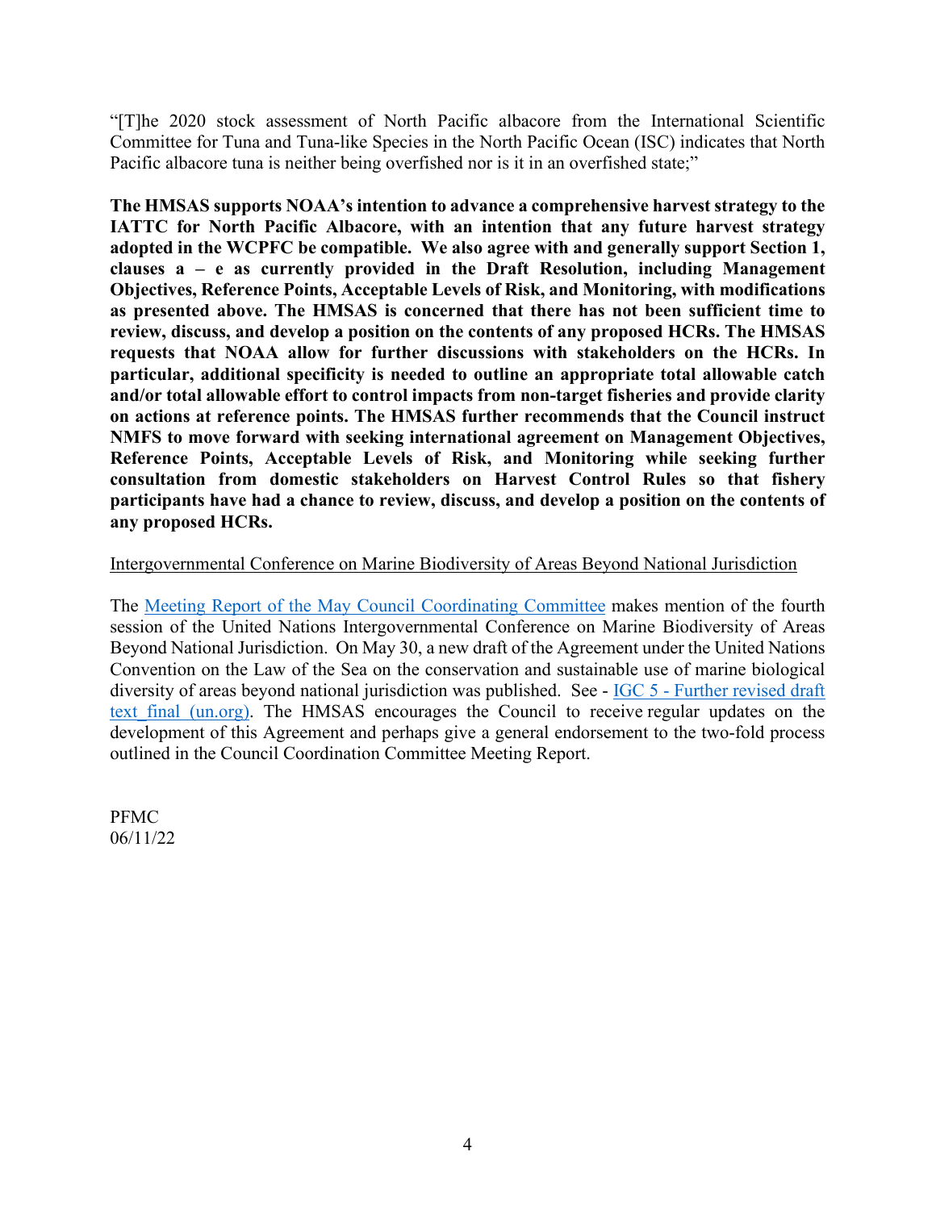"[T]he 2020 stock assessment of North Pacific albacore from the International Scientific Committee for Tuna and Tuna-like Species in the North Pacific Ocean (ISC) indicates that North Pacific albacore tuna is neither being overfished nor is it in an overfished state;"

**The HMSAS supports NOAA's intention to advance a comprehensive harvest strategy to the IATTC for North Pacific Albacore, with an intention that any future harvest strategy adopted in the WCPFC be compatible. We also agree with and generally support Section 1, clauses a – e as currently provided in the Draft Resolution, including Management Objectives, Reference Points, Acceptable Levels of Risk, and Monitoring, with modifications as presented above. The HMSAS is concerned that there has not been sufficient time to review, discuss, and develop a position on the contents of any proposed HCRs. The HMSAS requests that NOAA allow for further discussions with stakeholders on the HCRs. In particular, additional specificity is needed to outline an appropriate total allowable catch and/or total allowable effort to control impacts from non-target fisheries and provide clarity on actions at reference points. The HMSAS further recommends that the Council instruct NMFS to move forward with seeking international agreement on Management Objectives, Reference Points, Acceptable Levels of Risk, and Monitoring while seeking further consultation from domestic stakeholders on Harvest Control Rules so that fishery participants have had a chance to review, discuss, and develop a position on the contents of any proposed HCRs.**

Intergovernmental Conference on Marine Biodiversity of Areas Beyond National Jurisdiction

The Meeting Report of the May Council Coordinating Committee makes mention of the fourth session of the United Nations Intergovernmental Conference on Marine Biodiversity of Areas Beyond National Jurisdiction. On May 30, a new draft of the Agreement under the United Nations Convention on the Law of the Sea on the conservation and sustainable use of marine biological diversity of areas beyond national jurisdiction was published. See - IGC 5 - Further revised draft text_final (un.org). The HMSAS encourages the Council to receive regular updates on the development of this Agreement and perhaps give a general endorsement to the two-fold process outlined in the Council Coordination Committee Meeting Report.

PFMC
06/11/22